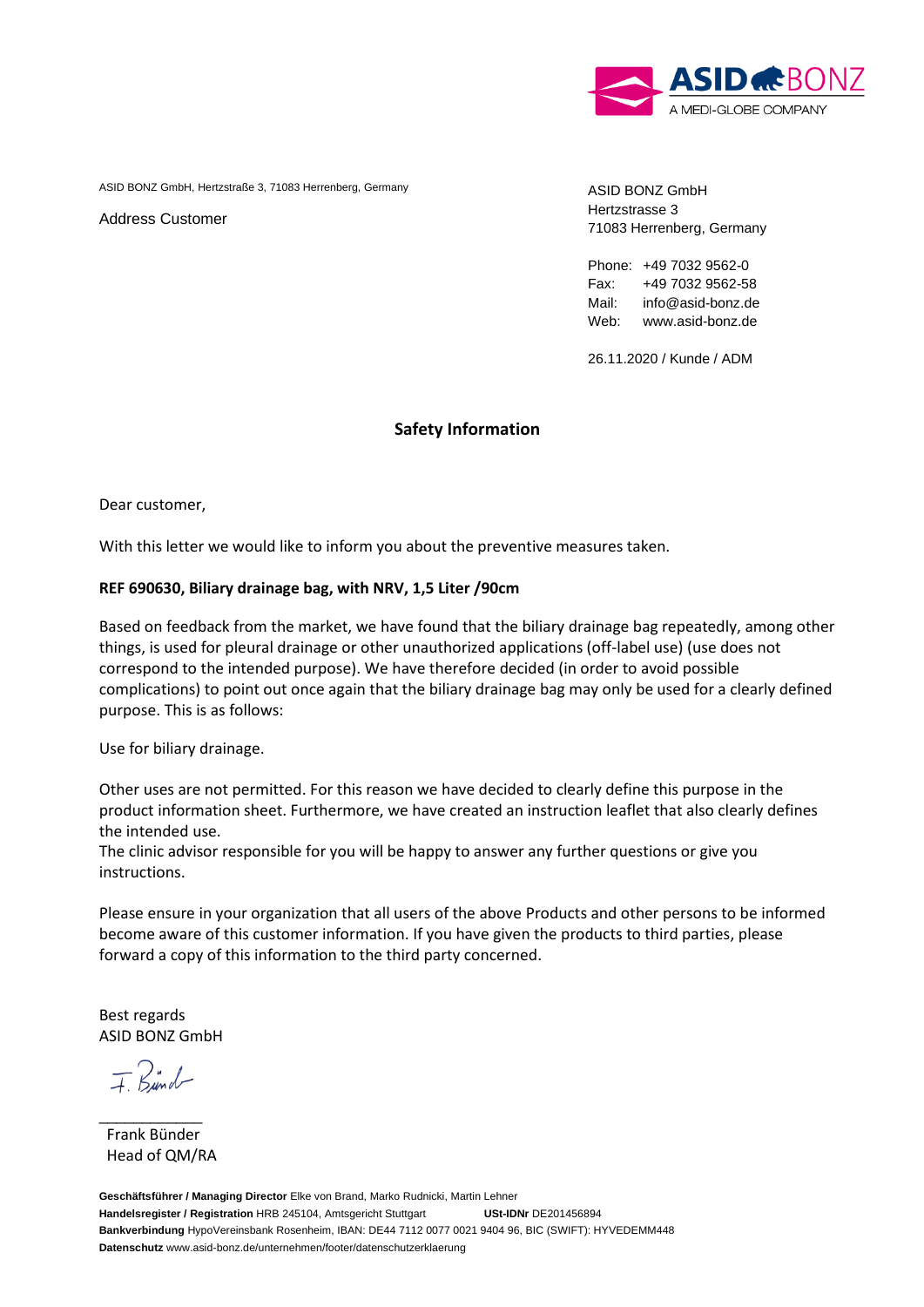ASID BONZ GmbH, Hertzstraße 3, 71083 Herrenberg, Germany

Address Customer

ASID BONZ GmbH
Hertzstrasse 3
71083 Herrenberg, Germany

Phone: +49 7032 9562-0
Fax: +49 7032 9562-58
Mail: info@asid-bonz.de
Web: www.asid-bonz.de

26.11.2020 / Kunde / ADM

## Safety Information

Dear customer,

With this letter we would like to inform you about the preventive measures taken.

**REF 690630, Biliary drainage bag, with NRV, 1,5 Liter /90cm**

Based on feedback from the market, we have found that the biliary drainage bag repeatedly, among other things, is used for pleural drainage or other unauthorized applications (off-label use) (use does not correspond to the intended purpose). We have therefore decided (in order to avoid possible complications) to point out once again that the biliary drainage bag may only be used for a clearly defined purpose. This is as follows:

Use for biliary drainage.

Other uses are not permitted. For this reason we have decided to clearly define this purpose in the product information sheet. Furthermore, we have created an instruction leaflet that also clearly defines the intended use.
The clinic advisor responsible for you will be happy to answer any further questions or give you instructions.

Please ensure in your organization that all users of the above Products and other persons to be informed become aware of this customer information. If you have given the products to third parties, please forward a copy of this information to the third party concerned.

Best regards
ASID BONZ GmbH

F. Bünder

Frank Bünder
Head of QM/RA

**Geschäftsführer / Managing Director** Elke von Brand, Marko Rudnicki, Martin Lehner
**Handelsregister / Registration** HRB 245104, Amtsgericht Stuttgart **USt-IDNr** DE201456894
**Bankverbindung** HypoVereinsbank Rosenheim, IBAN: DE44 7112 0077 0021 9404 96, BIC (SWIFT): HYVEDEMM448
**Datenschutz** www.asid-bonz.de/unternehmen/footer/datenschutzerklaerung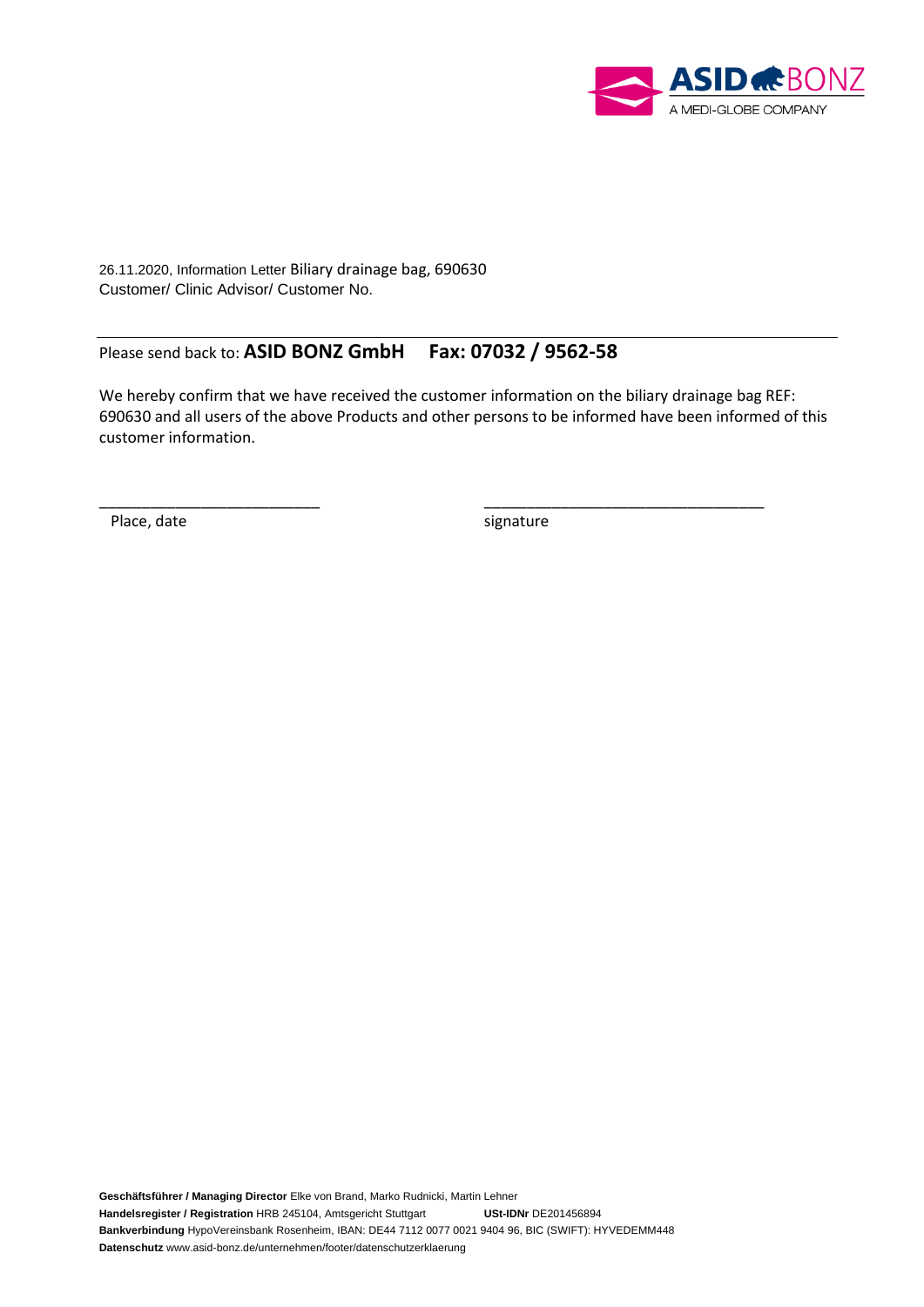26.11.2020, Information Letter Biliary drainage bag, 690630
Customer/ Clinic Advisor/ Customer No.

---

Please send back to: **ASID BONZ GmbH    Fax: 07032 / 9562-58**

We hereby confirm that we have received the customer information on the biliary drainage bag REF: 690630 and all users of the above Products and other persons to be informed have been informed of this customer information.

| | |
|---|---|
| ___________________________ | ___________________________________ |
| Place, date | signature |

**Geschäftsführer / Managing Director** Elke von Brand, Marko Rudnicki, Martin Lehner
**Handelsregister / Registration** HRB 245104, Amtsgericht Stuttgart **USt-IDNr** DE201456894
**Bankverbindung** HypoVereinsbank Rosenheim, IBAN: DE44 7112 0077 0021 9404 96, BIC (SWIFT): HYVEDEMM448
**Datenschutz** www.asid-bonz.de/unternehmen/footer/datenschutzerklaerung